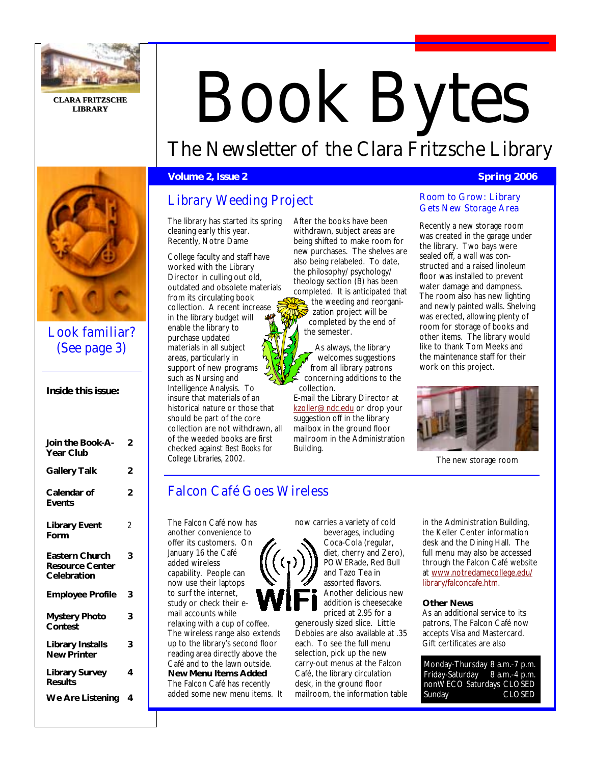CLARA FRITZSCHE LIBRARY

# Book Bytes

## The Newsletter of the Clara Fritzsche Library

**Volume 2, Issue 2** **Spring 2006**

Look familiar? (See page 3)

**Inside this issue:**

| | |
|---|---|
| **Join the Book-A-Year Club** | **2** |
| **Gallery Talk** | **2** |
| **Calendar of Events** | **2** |
| **Library Event Form** | 2 |
| **Eastern Church Resource Center Celebration** | **3** |
| **Employee Profile** | **3** |
| **Mystery Photo Contest** | **3** |
| **Library Installs New Printer** | **3** |
| **Library Survey Results** | **4** |
| **We Are Listening** | **4** |

## Library Weeding Project

The library has started its spring cleaning early this year. Recently, Notre Dame

College faculty and staff have worked with the Library Director in culling out old, outdated and obsolete materials from its circulating book collection. A recent increase in the library budget will enable the library to purchase updated materials in all subject areas, particularly in support of new programs such as Nursing and Intelligence Analysis. To insure that materials of an historical nature or those that should be part of the core collection are not withdrawn, all of the weeded books are first checked against Best Books for College Libraries, 2002.

After the books have been withdrawn, subject areas are being shifted to make room for new purchases. The shelves are also being relabeled. To date, the philosophy/ psychology/ theology section (B) has been completed. It is anticipated that the weeding and reorganization project will be completed by the end of the semester.

As always, the library welcomes suggestions from all library patrons concerning additions to the collection. E-mail the Library Director at kzoller@ndc.edu or drop your suggestion off in the library mailbox in the ground floor mailroom in the Administration Building.

## Room to Grow: Library Gets New Storage Area

Recently a new storage room was created in the garage under the library. Two bays were sealed off, a wall was constructed and a raised linoleum floor was installed to prevent water damage and dampness. The room also has new lighting and newly painted walls. Shelving was erected, allowing plenty of room for storage of books and other items. The library would like to thank Tom Meeks and the maintenance staff for their work on this project.

The new storage room

## Falcon Café Goes Wireless

The Falcon Café now has another convenience to offer its customers. On January 16 the Café added wireless capability. People can now use their laptops to surf the internet, study or check their e-mail accounts while relaxing with a cup of coffee. The wireless range also extends up to the library's second floor reading area directly above the Café and to the lawn outside.

**New Menu Items Added**

The Falcon Café has recently added some new menu items. It now carries a variety of cold beverages, including Coca-Cola (regular, diet, cherry and Zero), POWERade, Red Bull and Tazo Tea in assorted flavors. Another delicious new addition is cheesecake priced at 2.95 for a generously sized slice. Little Debbies are also available at .35 each. To see the full menu selection, pick up the new carry-out menus at the Falcon Café, the library circulation desk, in the ground floor mailroom, the information table in the Administration Building, the Keller Center information desk and the Dining Hall. The full menu may also be accessed through the Falcon Café website at www.notredamecollege.edu/library/falconcafe.htm.

**Other News**

As an additional service to its patrons, The Falcon Café now accepts Visa and Mastercard. Gift certificates are also

| | |
|---|---|
| Monday-Thursday | 8 a.m.-7 p.m. |
| Friday-Saturday | 8 a.m.-4 p.m. |
| nonWECO Saturdays | CLOSED |
| Sunday | CLOSED |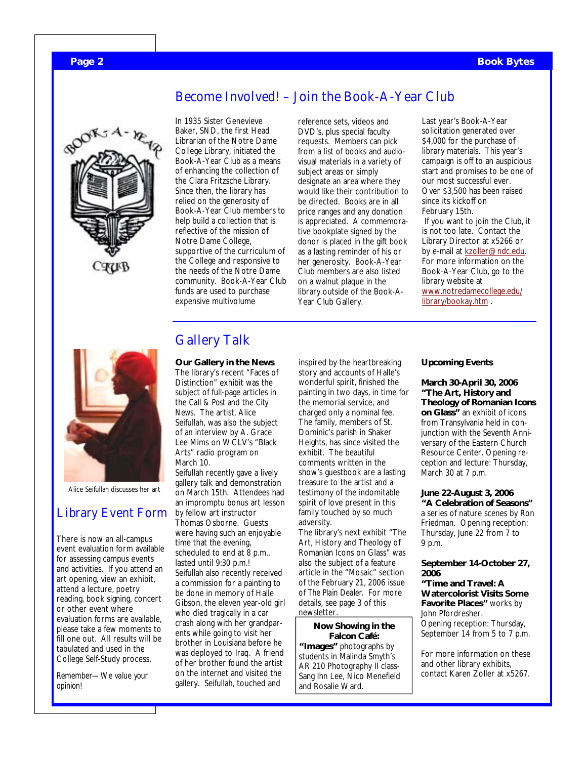## Become Involved! – Join the Book-A-Year Club

In 1935 Sister Genevieve Baker, SND, the first Head Librarian of the Notre Dame College Library, initiated the Book-A-Year Club as a means of enhancing the collection of the Clara Fritzsche Library. Since then, the library has relied on the generosity of Book-A-Year Club members to help build a collection that is reflective of the mission of Notre Dame College, supportive of the curriculum of the College and responsive to the needs of the Notre Dame community. Book-A-Year Club funds are used to purchase expensive multivolume reference sets, videos and DVD's, plus special faculty requests. Members can pick from a list of books and audio-visual materials in a variety of subject areas or simply designate an area where they would like their contribution to be directed. Books are in all price ranges and any donation is appreciated. A commemorative bookplate signed by the donor is placed in the gift book as a lasting reminder of his or her generosity. Book-A-Year Club members are also listed on a walnut plaque in the library outside of the Book-A-Year Club Gallery.

Last year's Book-A-Year solicitation generated over $4,000 for the purchase of library materials. This year's campaign is off to an auspicious start and promises to be one of our most successful ever. Over $3,500 has been raised since its kickoff on February 15th.

If you want to join the Club, it is not too late. Contact the Library Director at x5266 or by e-mail at kzoller@ndc.edu. For more information on the Book-A-Year Club, go to the library website at www.notredamecollege.edu/library/bookay.htm .

## Gallery Talk

**Our Gallery in the News**

The library's recent "Faces of Distinction" exhibit was the subject of full-page articles in the Call & Post and the City News. The artist, Alice Seifullah, was also the subject of an interview by A. Grace Lee Mims on WCLV's "Black Arts" radio program on March 10.

Seifullah recently gave a lively gallery talk and demonstration on March 15th. Attendees had an impromptu bonus art lesson by fellow art instructor Thomas Osborne. Guests were having such an enjoyable time that the evening, scheduled to end at 8 p.m., lasted until 9:30 p.m.!

Seifullah also recently received a commission for a painting to be done in memory of Halle Gibson, the eleven year-old girl who died tragically in a car crash along with her grandparents while going to visit her brother in Louisiana before he was deployed to Iraq. A friend of her brother found the artist on the internet and visited the gallery. Seifullah, touched and inspired by the heartbreaking story and accounts of Halle's wonderful spirit, finished the painting in two days, in time for the memorial service, and charged only a nominal fee. The family, members of St. Dominic's parish in Shaker Heights, has since visited the exhibit. The beautiful comments written in the show's guestbook are a lasting treasure to the artist and a testimony of the indomitable spirit of love present in this family touched by so much adversity.

The library's next exhibit "The Art, History and Theology of Romanian Icons on Glass" was also the subject of a feature article in the "Mosaic" section of the February 21, 2006 issue of *The Plain Dealer*. For more details, see page 3 of this newsletter.

**Now Showing in the Falcon Café:**

**"Images"** photographs by students in Malinda Smyth's AR 210 Photography II class-Sang Ihn Lee, Nico Menefield and Rosalie Ward.

**Upcoming Events**

**March 30-April 30, 2006**
**"The Art, History and Theology of Romanian Icons on Glass"** an exhibit of icons from Transylvania held in conjunction with the Seventh Anniversary of the Eastern Church Resource Center. Opening reception and lecture: Thursday, March 30 at 7 p.m.

**June 22-August 3, 2006**
**"A Celebration of Seasons"** a series of nature scenes by Ron Friedman. Opening reception: Thursday, June 22 from 7 to 9 p.m.

**September 14-October 27, 2006**
**"Time and Travel: A Watercolorist Visits Some Favorite Places"** works by John Pfordresher. Opening reception: Thursday, September 14 from 5 to 7 p.m.

For more information on these and other library exhibits, contact Karen Zoller at x5267.

Alice Seifullah discusses her art

## Library Event Form

There is now an all-campus event evaluation form available for assessing campus events and activities. If you attend an art opening, view an exhibit, attend a lecture, poetry reading, book signing, concert or other event where evaluation forms are available, please take a few moments to fill one out. All results will be tabulated and used in the College Self-Study process.

Remember—We value your opinion!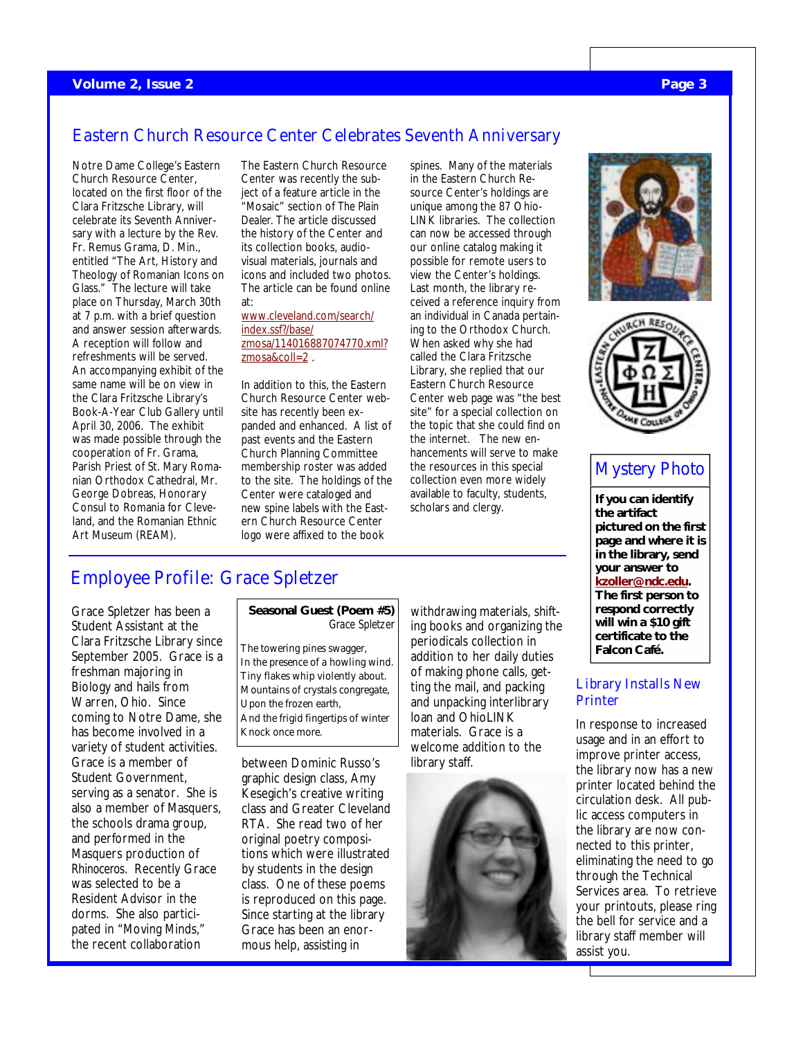## Eastern Church Resource Center Celebrates Seventh Anniversary

Notre Dame College's Eastern Church Resource Center, located on the first floor of the Clara Fritzsche Library, will celebrate its Seventh Anniversary with a lecture by the Rev. Fr. Remus Grama, D. Min., entitled "The Art, History and Theology of Romanian Icons on Glass." The lecture will take place on Thursday, March 30th at 7 p.m. with a brief question and answer session afterwards. A reception will follow and refreshments will be served. An accompanying exhibit of the same name will be on view in the Clara Fritzsche Library's Book-A-Year Club Gallery until April 30, 2006. The exhibit was made possible through the cooperation of Fr. Grama, Parish Priest of St. Mary Romanian Orthodox Cathedral, Mr. George Dobreas, Honorary Consul to Romania for Cleveland, and the Romanian Ethnic Art Museum (REAM).

The Eastern Church Resource Center was recently the subject of a feature article in the "Mosaic" section of *The Plain Dealer*. The article discussed the history of the Center and its collection books, audio-visual materials, journals and icons and included two photos. The article can be found online at: [www.cleveland.com/search/index.ssf?/base/zmosa/114016887074770.xml?zmosa&coll=2](www.cleveland.com/search/index.ssf?/base/zmosa/114016887074770.xml?zmosa&coll=2) .

In addition to this, the Eastern Church Resource Center website has recently been expanded and enhanced. A list of past events and the Eastern Church Planning Committee membership roster was added to the site. The holdings of the Center were cataloged and new spine labels with the Eastern Church Resource Center logo were affixed to the book spines. Many of the materials in the Eastern Church Resource Center's holdings are unique among the 87 Ohio-LINK libraries. The collection can now be accessed through our online catalog making it possible for remote users to view the Center's holdings. Last month, the library received a reference inquiry from an individual in Canada pertaining to the Orthodox Church. When asked why she had called the Clara Fritzsche Library, she replied that our Eastern Church Resource Center web page was "the best site" for a special collection on the topic that she could find on the internet. The new enhancements will serve to make the resources in this special collection even more widely available to faculty, students, scholars and clergy.

## Mystery Photo

**If you can identify the artifact pictured on the first page and where it is in the library, send your answer to [kzoller@ndc.edu](mailto:kzoller@ndc.edu). The first person to respond correctly will win a $10 gift certificate to the Falcon Café.**

## Employee Profile: Grace Spletzer

Grace Spletzer has been a Student Assistant at the Clara Fritzsche Library since September 2005. Grace is a freshman majoring in Biology and hails from Warren, Ohio. Since coming to Notre Dame, she has become involved in a variety of student activities. Grace is a member of Student Government, serving as a senator. She is also a member of Masquers, the schools drama group, and performed in the Masquers production of *Rhinoceros*. Recently Grace was selected to be a Resident Advisor in the dorms. She also participated in "Moving Minds," the recent collaboration between Dominic Russo's graphic design class, Amy Kesegich's creative writing class and Greater Cleveland RTA. She read two of her original poetry compositions which were illustrated by students in the design class. One of these poems is reproduced on this page. Since starting at the library Grace has been an enormous help, assisting in withdrawing materials, shifting books and organizing the periodicals collection in addition to her daily duties of making phone calls, getting the mail, and packing and unpacking interlibrary loan and OhioLINK materials. Grace is a welcome addition to the library staff.

> **Seasonal Guest (Poem #5)**
> *Grace Spletzer*
>
> The towering pines swagger,
> In the presence of a howling wind.
> Tiny flakes whip violently about.
> Mountains of crystals congregate,
> Upon the frozen earth,
> And the frigid fingertips of winter
> Knock once more.

## Library Installs New Printer

In response to increased usage and in an effort to improve printer access, the library now has a new printer located behind the circulation desk. All public access computers in the library are now connected to this printer, eliminating the need to go through the Technical Services area. To retrieve your printouts, please ring the bell for service and a library staff member will assist you.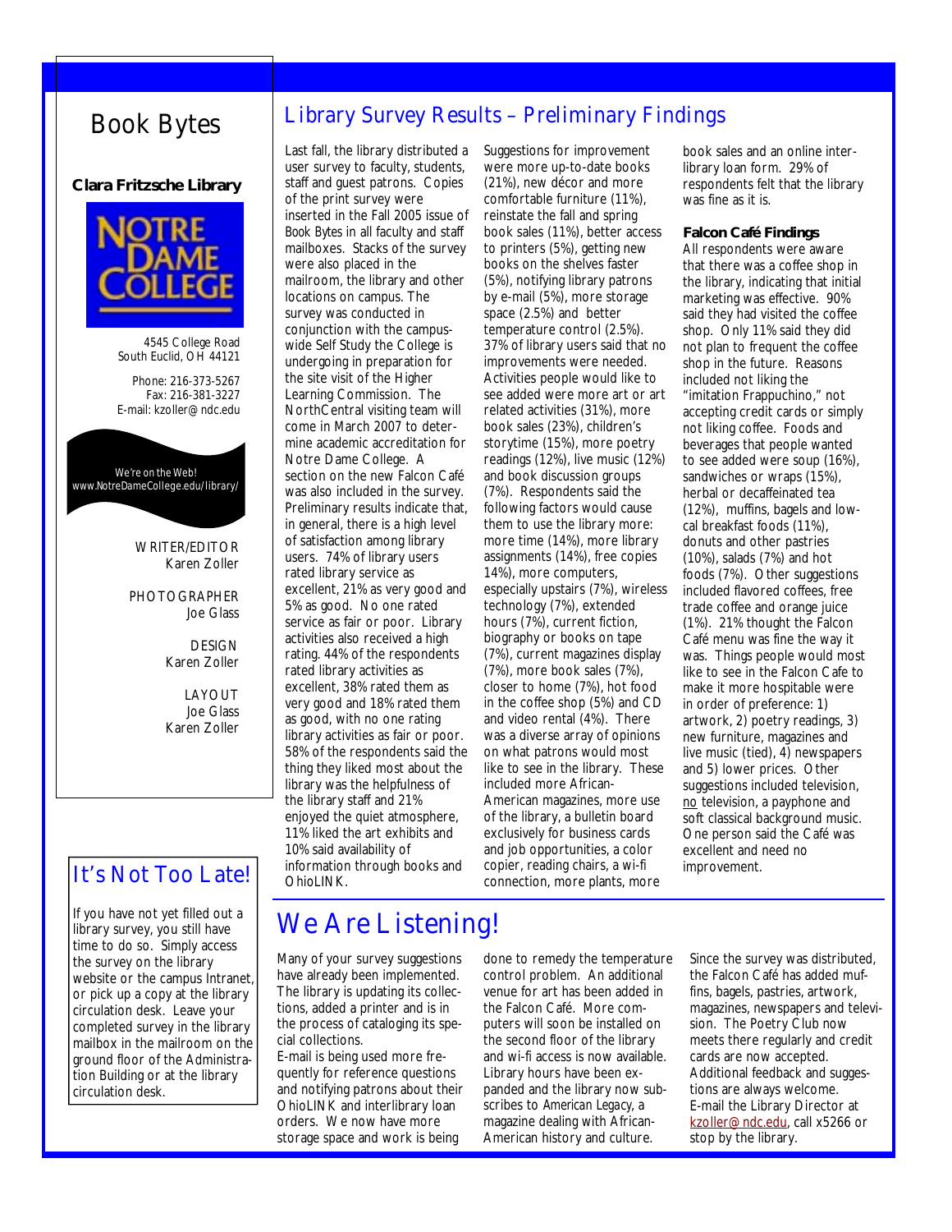# Book Bytes

**Clara Fritzsche Library**

NOTRE DAME COLLEGE

4545 College Road
South Euclid, OH 44121

Phone: 216-373-5267
Fax: 216-381-3227
E-mail: kzoller@ndc.edu

We're on the Web!
www.NotreDameCollege.edu/library/

WRITER/EDITOR
Karen Zoller

PHOTOGRAPHER
Joe Glass

DESIGN
Karen Zoller

LAYOUT
Joe Glass
Karen Zoller

## Library Survey Results – Preliminary Findings

Last fall, the library distributed a user survey to faculty, students, staff and guest patrons. Copies of the print survey were inserted in the Fall 2005 issue of *Book Bytes* in all faculty and staff mailboxes. Stacks of the survey were also placed in the mailroom, the library and other locations on campus. The survey was conducted in conjunction with the campus-wide Self Study the College is undergoing in preparation for the site visit of the Higher Learning Commission. The NorthCentral visiting team will come in March 2007 to determine academic accreditation for Notre Dame College. A section on the new Falcon Café was also included in the survey. Preliminary results indicate that, in general, there is a high level of satisfaction among library users. 74% of library users rated library service as excellent, 21% as very good and 5% as good. No one rated service as fair or poor. Library activities also received a high rating. 44% of the respondents rated library activities as excellent, 38% rated them as very good and 18% rated them as good, with no one rating library activities as fair or poor. 58% of the respondents said the thing they liked most about the library was the helpfulness of the library staff and 21% enjoyed the quiet atmosphere, 11% liked the art exhibits and 10% said availability of information through books and OhioLINK.

Suggestions for improvement were more up-to-date books (21%), new décor and more comfortable furniture (11%), reinstate the fall and spring book sales (11%), better access to printers (5%), getting new books on the shelves faster (5%), notifying library patrons by e-mail (5%), more storage space (2.5%) and better temperature control (2.5%). 37% of library users said that no improvements were needed. Activities people would like to see added were more art or art related activities (31%), more book sales (23%), children's storytime (15%), more poetry readings (12%), live music (12%) and book discussion groups (7%). Respondents said the following factors would cause them to use the library more: more time (14%), more library assignments (14%), free copies 14%), more computers, especially upstairs (7%), wireless technology (7%), extended hours (7%), current fiction, biography or books on tape (7%), current magazines display (7%), more book sales (7%), closer to home (7%), hot food in the coffee shop (5%) and CD and video rental (4%). There was a diverse array of opinions on what patrons would most like to see in the library. These included more African-American magazines, more use of the library, a bulletin board exclusively for business cards and job opportunities, a color copier, reading chairs, a wi-fi connection, more plants, more book sales and an online inter-library loan form. 29% of respondents felt that the library was fine as it is.

**Falcon Café Findings**

All respondents were aware that there was a coffee shop in the library, indicating that initial marketing was effective. 90% said they had visited the coffee shop. Only 11% said they did not plan to frequent the coffee shop in the future. Reasons included not liking the "imitation Frappuchino," not accepting credit cards or simply not liking coffee. Foods and beverages that people wanted to see added were soup (16%), sandwiches or wraps (15%), herbal or decaffeinated tea (12%), muffins, bagels and low-cal breakfast foods (11%), donuts and other pastries (10%), salads (7%) and hot foods (7%). Other suggestions included flavored coffees, free trade coffee and orange juice (1%). 21% thought the Falcon Café menu was fine the way it was. Things people would most like to see in the Falcon Cafe to make it more hospitable were in order of preference: 1) artwork, 2) poetry readings, 3) new furniture, magazines and live music (tied), 4) newspapers and 5) lower prices. Other suggestions included television, <u>no</u> television, a payphone and soft classical background music. One person said the Café was excellent and need no improvement.

## It's Not Too Late!

If you have not yet filled out a library survey, you still have time to do so. Simply access the survey on the library website or the campus Intranet, or pick up a copy at the library circulation desk. Leave your completed survey in the library mailbox in the mailroom on the ground floor of the Administration Building or at the library circulation desk.

## We Are Listening!

Many of your survey suggestions have already been implemented. The library is updating its collections, added a printer and is in the process of cataloging its special collections.
E-mail is being used more frequently for reference questions and notifying patrons about their OhioLINK and interlibrary loan orders. We now have more storage space and work is being done to remedy the temperature control problem. An additional venue for art has been added in the Falcon Café. More computers will soon be installed on the second floor of the library and wi-fi access is now available. Library hours have been expanded and the library now subscribes to *American Legacy*, a magazine dealing with African-American history and culture.

Since the survey was distributed, the Falcon Café has added muffins, bagels, pastries, artwork, magazines, newspapers and television. The Poetry Club now meets there regularly and credit cards are now accepted.
Additional feedback and suggestions are always welcome.
E-mail the Library Director at kzoller@ndc.edu, call x5266 or stop by the library.